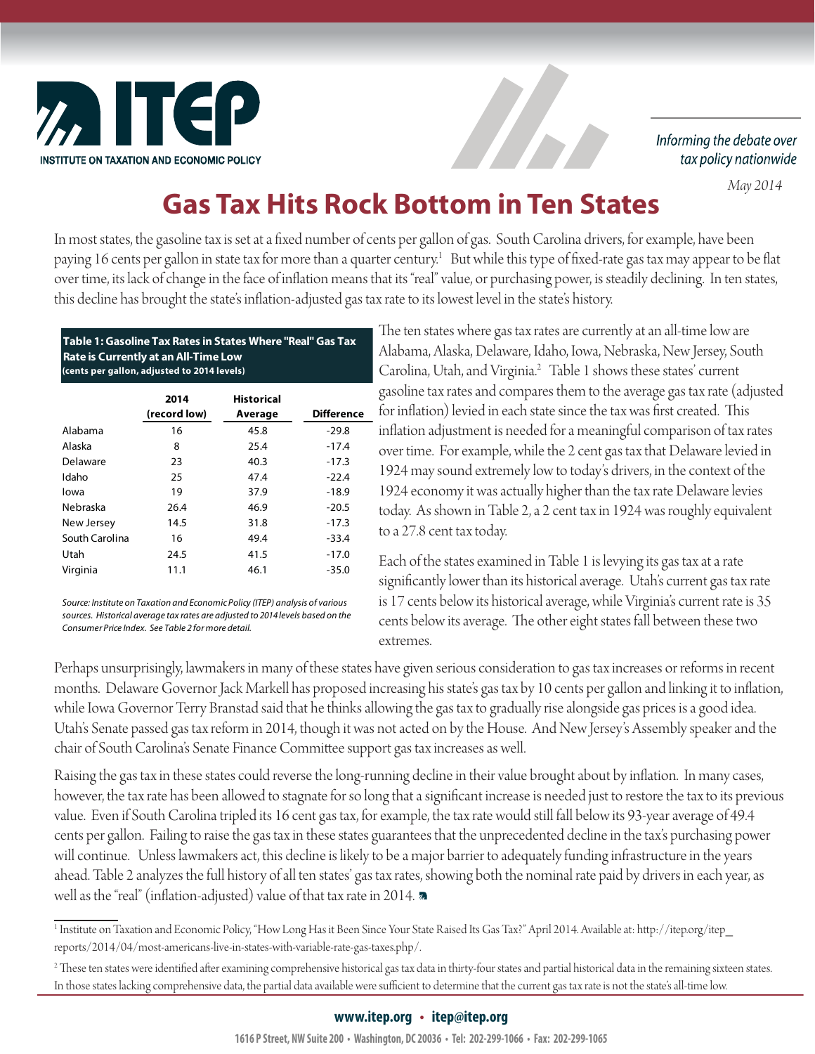ITEP

INSTITUTE ON TAXATION AND ECONOMIC POLICY

*Informing the debate over tax policy nationwide*

*May 2014*

# Gas Tax Hits Rock Bottom in Ten States

In most states, the gasoline tax is set at a fixed number of cents per gallon of gas. South Carolina drivers, for example, have been paying 16 cents per gallon in state tax for more than a quarter century.[1] But while this type of fixed-rate gas tax may appear to be flat over time, its lack of change in the face of inflation means that its "real" value, or purchasing power, is steadily declining. In ten states, this decline has brought the state's inflation-adjusted gas tax rate to its lowest level in the state's history.

**Table 1: Gasoline Tax Rates in States Where "Real" Gas Tax Rate is Currently at an All-Time Low (cents per gallon, adjusted to 2014 levels)**

| | 2014 (record low) | Historical Average | Difference |
|---|---|---|---|
| Alabama | 16 | 45.8 | -29.8 |
| Alaska | 8 | 25.4 | -17.4 |
| Delaware | 23 | 40.3 | -17.3 |
| Idaho | 25 | 47.4 | -22.4 |
| Iowa | 19 | 37.9 | -18.9 |
| Nebraska | 26.4 | 46.9 | -20.5 |
| New Jersey | 14.5 | 31.8 | -17.3 |
| South Carolina | 16 | 49.4 | -33.4 |
| Utah | 24.5 | 41.5 | -17.0 |
| Virginia | 11.1 | 46.1 | -35.0 |

*Source: Institute on Taxation and Economic Policy (ITEP) analysis of various sources. Historical average tax rates are adjusted to 2014 levels based on the Consumer Price Index. See Table 2 for more detail.*

The ten states where gas tax rates are currently at an all-time low are Alabama, Alaska, Delaware, Idaho, Iowa, Nebraska, New Jersey, South Carolina, Utah, and Virginia.[2] Table 1 shows these states' current gasoline tax rates and compares them to the average gas tax rate (adjusted for inflation) levied in each state since the tax was first created. This inflation adjustment is needed for a meaningful comparison of tax rates over time. For example, while the 2 cent gas tax that Delaware levied in 1924 may sound extremely low to today's drivers, in the context of the 1924 economy it was actually higher than the tax rate Delaware levies today. As shown in Table 2, a 2 cent tax in 1924 was roughly equivalent to a 27.8 cent tax today.

Each of the states examined in Table 1 is levying its gas tax at a rate significantly lower than its historical average. Utah's current gas tax rate is 17 cents below its historical average, while Virginia's current rate is 35 cents below its average. The other eight states fall between these two extremes.

Perhaps unsurprisingly, lawmakers in many of these states have given serious consideration to gas tax increases or reforms in recent months. Delaware Governor Jack Markell has proposed increasing his state's gas tax by 10 cents per gallon and linking it to inflation, while Iowa Governor Terry Branstad said that he thinks allowing the gas tax to gradually rise alongside gas prices is a good idea. Utah's Senate passed gas tax reform in 2014, though it was not acted on by the House. And New Jersey's Assembly speaker and the chair of South Carolina's Senate Finance Committee support gas tax increases as well.

Raising the gas tax in these states could reverse the long-running decline in their value brought about by inflation. In many cases, however, the tax rate has been allowed to stagnate for so long that a significant increase is needed just to restore the tax to its previous value. Even if South Carolina tripled its 16 cent gas tax, for example, the tax rate would still fall below its 93-year average of 49.4 cents per gallon. Failing to raise the gas tax in these states guarantees that the unprecedented decline in the tax's purchasing power will continue. Unless lawmakers act, this decline is likely to be a major barrier to adequately funding infrastructure in the years ahead. Table 2 analyzes the full history of all ten states' gas tax rates, showing both the nominal rate paid by drivers in each year, as well as the "real" (inflation-adjusted) value of that tax rate in 2014.

[1] Institute on Taxation and Economic Policy, "How Long Has it Been Since Your State Raised Its Gas Tax?" April 2014. Available at: http://itep.org/itep_reports/2014/04/most-americans-live-in-states-with-variable-rate-gas-taxes.php/.

[2] These ten states were identified after examining comprehensive historical gas tax data in thirty-four states and partial historical data in the remaining sixteen states. In those states lacking comprehensive data, the partial data available were sufficient to determine that the current gas tax rate is not the state's all-time low.

**www.itep.org • itep@itep.org**

1616 P Street, NW Suite 200 • Washington, DC 20036 • Tel: 202-299-1066 • Fax: 202-299-1065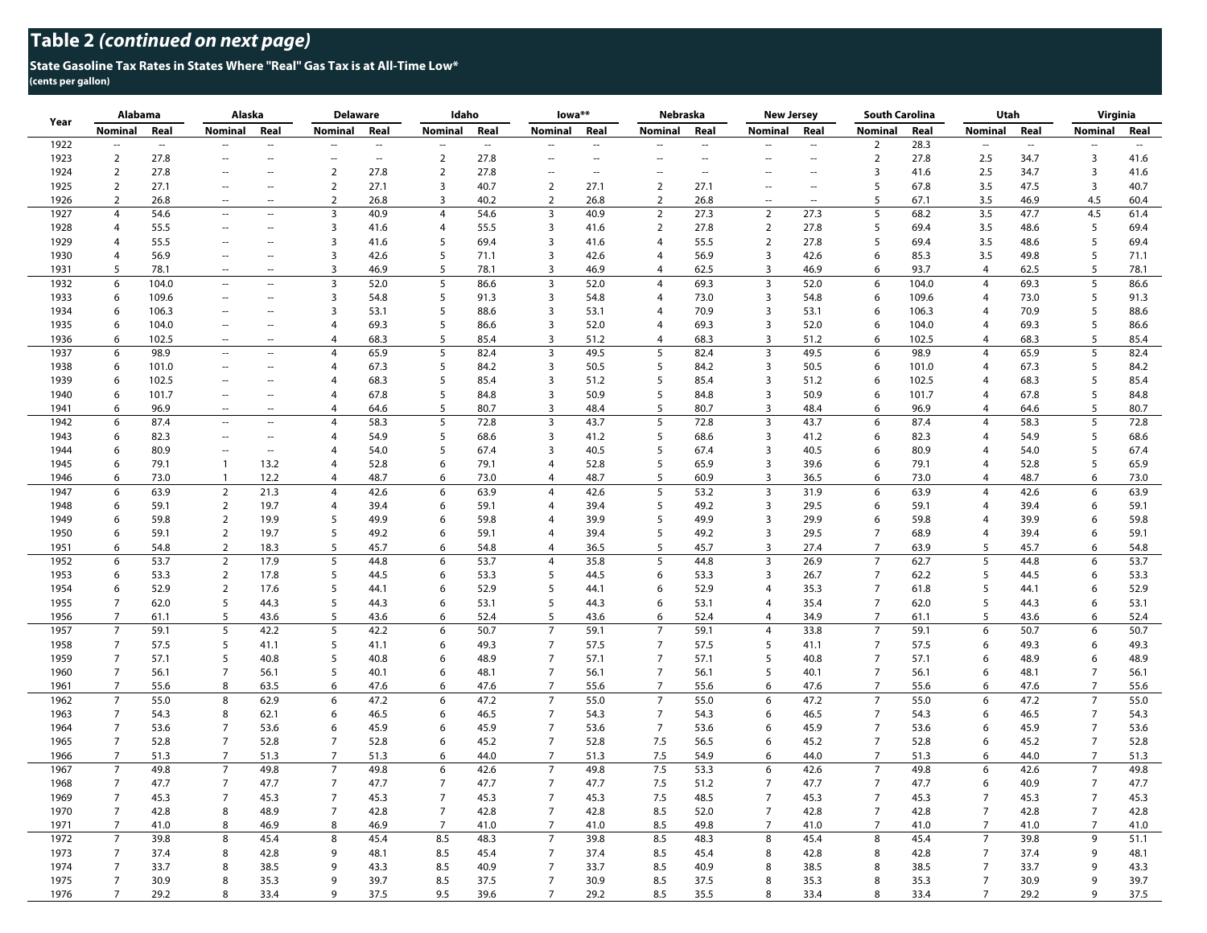## Table 2 *(continued on next page)*

**State Gasoline Tax Rates in States Where "Real" Gas Tax is at All-Time Low***
**(cents per gallon)**

| Year | Alabama | | Alaska | | Delaware | | Idaho | | Iowa** | | Nebraska | | New Jersey | | South Carolina | | Utah | | Virginia | |
|---|---|---|---|---|---|---|---|---|---|---|---|---|---|---|---|---|---|---|---|---|
| | Nominal | Real | Nominal | Real | Nominal | Real | Nominal | Real | Nominal | Real | Nominal | Real | Nominal | Real | Nominal | Real | Nominal | Real | Nominal | Real |
| 1922 | -- | -- | -- | -- | -- | -- | -- | -- | -- | -- | -- | -- | -- | -- | 2 | 28.3 | -- | -- | -- | -- |
| 1923 | 2 | 27.8 | -- | -- | -- | -- | 2 | 27.8 | -- | -- | -- | -- | -- | -- | 2 | 27.8 | 2.5 | 34.7 | 3 | 41.6 |
| 1924 | 2 | 27.8 | -- | -- | 2 | 27.8 | 2 | 27.8 | -- | -- | -- | -- | -- | -- | 3 | 41.6 | 2.5 | 34.7 | 3 | 41.6 |
| 1925 | 2 | 27.1 | -- | -- | 2 | 27.1 | 3 | 40.7 | 2 | 27.1 | 2 | 27.1 | -- | -- | 5 | 67.8 | 3.5 | 47.5 | 3 | 40.7 |
| 1926 | 2 | 26.8 | -- | -- | 2 | 26.8 | 3 | 40.2 | 2 | 26.8 | 2 | 26.8 | -- | -- | 5 | 67.1 | 3.5 | 46.9 | 4.5 | 60.4 |
| 1927 | 4 | 54.6 | -- | -- | 3 | 40.9 | 4 | 54.6 | 3 | 40.9 | 2 | 27.3 | 2 | 27.3 | 5 | 68.2 | 3.5 | 47.7 | 4.5 | 61.4 |
| 1928 | 4 | 55.5 | -- | -- | 3 | 41.6 | 4 | 55.5 | 3 | 41.6 | 2 | 27.8 | 2 | 27.8 | 5 | 69.4 | 3.5 | 48.6 | 5 | 69.4 |
| 1929 | 4 | 55.5 | -- | -- | 3 | 41.6 | 5 | 69.4 | 3 | 41.6 | 4 | 55.5 | 2 | 27.8 | 5 | 69.4 | 3.5 | 48.6 | 5 | 69.4 |
| 1930 | 4 | 56.9 | -- | -- | 3 | 42.6 | 5 | 71.1 | 3 | 42.6 | 4 | 56.9 | 3 | 42.6 | 6 | 85.3 | 3.5 | 49.8 | 5 | 71.1 |
| 1931 | 5 | 78.1 | -- | -- | 3 | 46.9 | 5 | 78.1 | 3 | 46.9 | 4 | 62.5 | 3 | 46.9 | 6 | 93.7 | 4 | 62.5 | 5 | 78.1 |
| 1932 | 6 | 104.0 | -- | -- | 3 | 52.0 | 5 | 86.6 | 3 | 52.0 | 4 | 69.3 | 3 | 52.0 | 6 | 104.0 | 4 | 69.3 | 5 | 86.6 |
| 1933 | 6 | 109.6 | -- | -- | 3 | 54.8 | 5 | 91.3 | 3 | 54.8 | 4 | 73.0 | 3 | 54.8 | 6 | 109.6 | 4 | 73.0 | 5 | 91.3 |
| 1934 | 6 | 106.3 | -- | -- | 3 | 53.1 | 5 | 88.6 | 3 | 53.1 | 4 | 70.9 | 3 | 53.1 | 6 | 106.3 | 4 | 70.9 | 5 | 88.6 |
| 1935 | 6 | 104.0 | -- | -- | 4 | 69.3 | 5 | 86.6 | 3 | 52.0 | 4 | 69.3 | 3 | 52.0 | 6 | 104.0 | 4 | 69.3 | 5 | 86.6 |
| 1936 | 6 | 102.5 | -- | -- | 4 | 68.3 | 5 | 85.4 | 3 | 51.2 | 4 | 68.3 | 3 | 51.2 | 6 | 102.5 | 4 | 68.3 | 5 | 85.4 |
| 1937 | 6 | 98.9 | -- | -- | 4 | 65.9 | 5 | 82.4 | 3 | 49.5 | 5 | 82.4 | 3 | 49.5 | 6 | 98.9 | 4 | 65.9 | 5 | 82.4 |
| 1938 | 6 | 101.0 | -- | -- | 4 | 67.3 | 5 | 84.2 | 3 | 50.5 | 5 | 84.2 | 3 | 50.5 | 6 | 101.0 | 4 | 67.3 | 5 | 84.2 |
| 1939 | 6 | 102.5 | -- | -- | 4 | 68.3 | 5 | 85.4 | 3 | 51.2 | 5 | 85.4 | 3 | 51.2 | 6 | 102.5 | 4 | 68.3 | 5 | 85.4 |
| 1940 | 6 | 101.7 | -- | -- | 4 | 67.8 | 5 | 84.8 | 3 | 50.9 | 5 | 84.8 | 3 | 50.9 | 6 | 101.7 | 4 | 67.8 | 5 | 84.8 |
| 1941 | 6 | 96.9 | -- | -- | 4 | 64.6 | 5 | 80.7 | 3 | 48.4 | 5 | 80.7 | 3 | 48.4 | 6 | 96.9 | 4 | 64.6 | 5 | 80.7 |
| 1942 | 6 | 87.4 | -- | -- | 4 | 58.3 | 5 | 72.8 | 3 | 43.7 | 5 | 72.8 | 3 | 43.7 | 6 | 87.4 | 4 | 58.3 | 5 | 72.8 |
| 1943 | 6 | 82.3 | -- | -- | 4 | 54.9 | 5 | 68.6 | 3 | 41.2 | 5 | 68.6 | 3 | 41.2 | 6 | 82.3 | 4 | 54.9 | 5 | 68.6 |
| 1944 | 6 | 80.9 | -- | -- | 4 | 54.0 | 5 | 67.4 | 3 | 40.5 | 5 | 67.4 | 3 | 40.5 | 6 | 80.9 | 4 | 54.0 | 5 | 67.4 |
| 1945 | 6 | 79.1 | 1 | 13.2 | 4 | 52.8 | 6 | 79.1 | 4 | 52.8 | 5 | 65.9 | 3 | 39.6 | 6 | 79.1 | 4 | 52.8 | 5 | 65.9 |
| 1946 | 6 | 73.0 | 1 | 12.2 | 4 | 48.7 | 6 | 73.0 | 4 | 48.7 | 5 | 60.9 | 3 | 36.5 | 6 | 73.0 | 4 | 48.7 | 6 | 73.0 |
| 1947 | 6 | 63.9 | 2 | 21.3 | 4 | 42.6 | 6 | 63.9 | 4 | 42.6 | 5 | 53.2 | 3 | 31.9 | 6 | 63.9 | 4 | 42.6 | 6 | 63.9 |
| 1948 | 6 | 59.1 | 2 | 19.7 | 4 | 39.4 | 6 | 59.1 | 4 | 39.4 | 5 | 49.2 | 3 | 29.5 | 6 | 59.1 | 4 | 39.4 | 6 | 59.1 |
| 1949 | 6 | 59.8 | 2 | 19.9 | 5 | 49.9 | 6 | 59.8 | 4 | 39.9 | 5 | 49.9 | 3 | 29.9 | 6 | 59.8 | 4 | 39.9 | 6 | 59.8 |
| 1950 | 6 | 59.1 | 2 | 19.7 | 5 | 49.2 | 6 | 59.1 | 4 | 39.4 | 5 | 49.2 | 3 | 29.5 | 7 | 68.9 | 4 | 39.4 | 6 | 59.1 |
| 1951 | 6 | 54.8 | 2 | 18.3 | 5 | 45.7 | 6 | 54.8 | 4 | 36.5 | 5 | 45.7 | 3 | 27.4 | 7 | 63.9 | 5 | 45.7 | 6 | 54.8 |
| 1952 | 6 | 53.7 | 2 | 17.9 | 5 | 44.8 | 6 | 53.7 | 4 | 35.8 | 5 | 44.8 | 3 | 26.9 | 7 | 62.7 | 5 | 44.8 | 6 | 53.7 |
| 1953 | 6 | 53.3 | 2 | 17.8 | 5 | 44.5 | 6 | 53.3 | 5 | 44.5 | 6 | 53.3 | 3 | 26.7 | 7 | 62.2 | 5 | 44.5 | 6 | 53.3 |
| 1954 | 6 | 52.9 | 2 | 17.6 | 5 | 44.1 | 6 | 52.9 | 5 | 44.1 | 6 | 52.9 | 4 | 35.3 | 7 | 61.8 | 5 | 44.1 | 6 | 52.9 |
| 1955 | 7 | 62.0 | 5 | 44.3 | 5 | 44.3 | 6 | 53.1 | 5 | 44.3 | 6 | 53.1 | 4 | 35.4 | 7 | 62.0 | 5 | 44.3 | 6 | 53.1 |
| 1956 | 7 | 61.1 | 5 | 43.6 | 5 | 43.6 | 6 | 52.4 | 5 | 43.6 | 6 | 52.4 | 4 | 34.9 | 7 | 61.1 | 5 | 43.6 | 6 | 52.4 |
| 1957 | 7 | 59.1 | 5 | 42.2 | 5 | 42.2 | 6 | 50.7 | 7 | 59.1 | 7 | 59.1 | 4 | 33.8 | 7 | 59.1 | 6 | 50.7 | 6 | 50.7 |
| 1958 | 7 | 57.5 | 5 | 41.1 | 5 | 41.1 | 6 | 49.3 | 7 | 57.5 | 7 | 57.5 | 5 | 41.1 | 7 | 57.5 | 6 | 49.3 | 6 | 49.3 |
| 1959 | 7 | 57.1 | 5 | 40.8 | 5 | 40.8 | 6 | 48.9 | 7 | 57.1 | 7 | 57.1 | 5 | 40.8 | 7 | 57.1 | 6 | 48.9 | 6 | 48.9 |
| 1960 | 7 | 56.1 | 7 | 56.1 | 5 | 40.1 | 6 | 48.1 | 7 | 56.1 | 7 | 56.1 | 5 | 40.1 | 7 | 56.1 | 6 | 48.1 | 7 | 56.1 |
| 1961 | 7 | 55.6 | 8 | 63.5 | 6 | 47.6 | 6 | 47.6 | 7 | 55.6 | 7 | 55.6 | 6 | 47.6 | 7 | 55.6 | 6 | 47.6 | 7 | 55.6 |
| 1962 | 7 | 55.0 | 8 | 62.9 | 6 | 47.2 | 6 | 47.2 | 7 | 55.0 | 7 | 55.0 | 6 | 47.2 | 7 | 55.0 | 6 | 47.2 | 7 | 55.0 |
| 1963 | 7 | 54.3 | 8 | 62.1 | 6 | 46.5 | 6 | 46.5 | 7 | 54.3 | 7 | 54.3 | 6 | 46.5 | 7 | 54.3 | 6 | 46.5 | 7 | 54.3 |
| 1964 | 7 | 53.6 | 7 | 53.6 | 6 | 45.9 | 6 | 45.9 | 7 | 53.6 | 7 | 53.6 | 6 | 45.9 | 7 | 53.6 | 6 | 45.9 | 7 | 53.6 |
| 1965 | 7 | 52.8 | 7 | 52.8 | 7 | 52.8 | 6 | 45.2 | 7 | 52.8 | 7.5 | 56.5 | 6 | 45.2 | 7 | 52.8 | 6 | 45.2 | 7 | 52.8 |
| 1966 | 7 | 51.3 | 7 | 51.3 | 7 | 51.3 | 6 | 44.0 | 7 | 51.3 | 7.5 | 54.9 | 6 | 44.0 | 7 | 51.3 | 6 | 44.0 | 7 | 51.3 |
| 1967 | 7 | 49.8 | 7 | 49.8 | 7 | 49.8 | 6 | 42.6 | 7 | 49.8 | 7.5 | 53.3 | 6 | 42.6 | 7 | 49.8 | 6 | 42.6 | 7 | 49.8 |
| 1968 | 7 | 47.7 | 7 | 47.7 | 7 | 47.7 | 7 | 47.7 | 7 | 47.7 | 7.5 | 51.2 | 7 | 47.7 | 7 | 47.7 | 6 | 40.9 | 7 | 47.7 |
| 1969 | 7 | 45.3 | 7 | 45.3 | 7 | 45.3 | 7 | 45.3 | 7 | 45.3 | 7.5 | 48.5 | 7 | 45.3 | 7 | 45.3 | 7 | 45.3 | 7 | 45.3 |
| 1970 | 7 | 42.8 | 8 | 48.9 | 7 | 42.8 | 7 | 42.8 | 7 | 42.8 | 8.5 | 52.0 | 7 | 42.8 | 7 | 42.8 | 7 | 42.8 | 7 | 42.8 |
| 1971 | 7 | 41.0 | 8 | 46.9 | 8 | 46.9 | 7 | 41.0 | 7 | 41.0 | 8.5 | 49.8 | 7 | 41.0 | 7 | 41.0 | 7 | 41.0 | 7 | 41.0 |
| 1972 | 7 | 39.8 | 8 | 45.4 | 8 | 45.4 | 8.5 | 48.3 | 7 | 39.8 | 8.5 | 48.3 | 8 | 45.4 | 8 | 45.4 | 7 | 39.8 | 9 | 51.1 |
| 1973 | 7 | 37.4 | 8 | 42.8 | 9 | 48.1 | 8.5 | 45.4 | 7 | 37.4 | 8.5 | 45.4 | 8 | 42.8 | 8 | 42.8 | 7 | 37.4 | 9 | 48.1 |
| 1974 | 7 | 33.7 | 8 | 38.5 | 9 | 43.3 | 8.5 | 40.9 | 7 | 33.7 | 8.5 | 40.9 | 8 | 38.5 | 8 | 38.5 | 7 | 33.7 | 9 | 43.3 |
| 1975 | 7 | 30.9 | 8 | 35.3 | 9 | 39.7 | 8.5 | 37.5 | 7 | 30.9 | 8.5 | 37.5 | 8 | 35.3 | 8 | 35.3 | 7 | 30.9 | 9 | 39.7 |
| 1976 | 7 | 29.2 | 8 | 33.4 | 9 | 37.5 | 9.5 | 39.6 | 7 | 29.2 | 8.5 | 35.5 | 8 | 33.4 | 8 | 33.4 | 7 | 29.2 | 9 | 37.5 |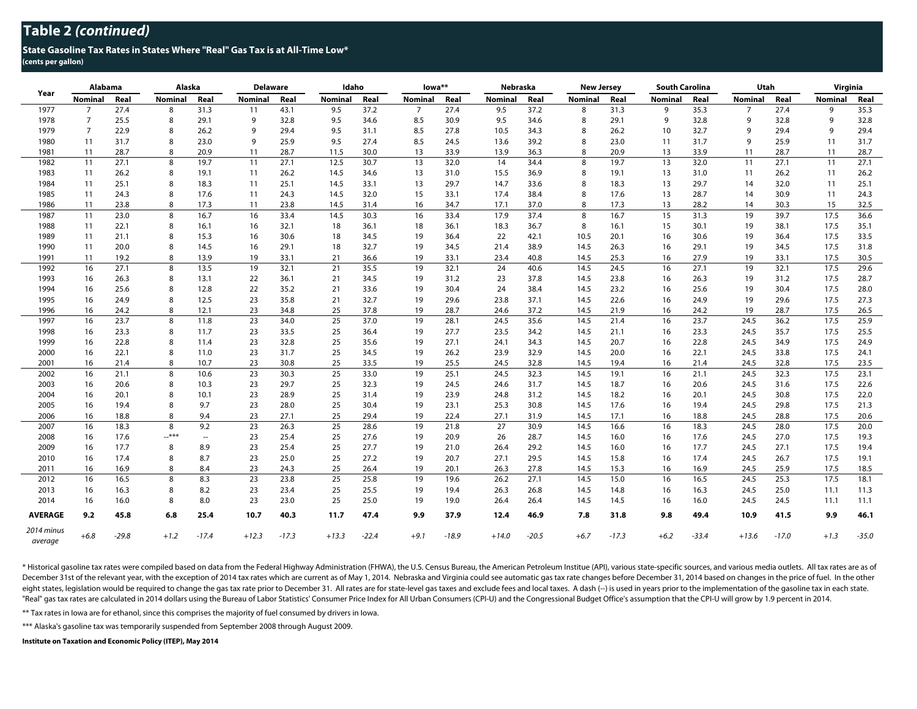# Table 2 *(continued)*

**State Gasoline Tax Rates in States Where "Real" Gas Tax is at All-Time Low***

**(cents per gallon)**

| Year | Alabama | | Alaska | | Delaware | | Idaho | | Iowa** | | Nebraska | | New Jersey | | South Carolina | | Utah | | Virginia | |
|---|---|---|---|---|---|---|---|---|---|---|---|---|---|---|---|---|---|---|---|---|
| | Nominal | Real | Nominal | Real | Nominal | Real | Nominal | Real | Nominal | Real | Nominal | Real | Nominal | Real | Nominal | Real | Nominal | Real | Nominal | Real |
| 1977 | 7 | 27.4 | 8 | 31.3 | 11 | 43.1 | 9.5 | 37.2 | 7 | 27.4 | 9.5 | 37.2 | 8 | 31.3 | 9 | 35.3 | 7 | 27.4 | 9 | 35.3 |
| 1978 | 7 | 25.5 | 8 | 29.1 | 9 | 32.8 | 9.5 | 34.6 | 8.5 | 30.9 | 9.5 | 34.6 | 8 | 29.1 | 9 | 32.8 | 9 | 32.8 | 9 | 32.8 |
| 1979 | 7 | 22.9 | 8 | 26.2 | 9 | 29.4 | 9.5 | 31.1 | 8.5 | 27.8 | 10.5 | 34.3 | 8 | 26.2 | 10 | 32.7 | 9 | 29.4 | 9 | 29.4 |
| 1980 | 11 | 31.7 | 8 | 23.0 | 9 | 25.9 | 9.5 | 27.4 | 8.5 | 24.5 | 13.6 | 39.2 | 8 | 23.0 | 11 | 31.7 | 9 | 25.9 | 11 | 31.7 |
| 1981 | 11 | 28.7 | 8 | 20.9 | 11 | 28.7 | 11.5 | 30.0 | 13 | 33.9 | 13.9 | 36.3 | 8 | 20.9 | 13 | 33.9 | 11 | 28.7 | 11 | 28.7 |
| 1982 | 11 | 27.1 | 8 | 19.7 | 11 | 27.1 | 12.5 | 30.7 | 13 | 32.0 | 14 | 34.4 | 8 | 19.7 | 13 | 32.0 | 11 | 27.1 | 11 | 27.1 |
| 1983 | 11 | 26.2 | 8 | 19.1 | 11 | 26.2 | 14.5 | 34.6 | 13 | 31.0 | 15.5 | 36.9 | 8 | 19.1 | 13 | 31.0 | 11 | 26.2 | 11 | 26.2 |
| 1984 | 11 | 25.1 | 8 | 18.3 | 11 | 25.1 | 14.5 | 33.1 | 13 | 29.7 | 14.7 | 33.6 | 8 | 18.3 | 13 | 29.7 | 14 | 32.0 | 11 | 25.1 |
| 1985 | 11 | 24.3 | 8 | 17.6 | 11 | 24.3 | 14.5 | 32.0 | 15 | 33.1 | 17.4 | 38.4 | 8 | 17.6 | 13 | 28.7 | 14 | 30.9 | 11 | 24.3 |
| 1986 | 11 | 23.8 | 8 | 17.3 | 11 | 23.8 | 14.5 | 31.4 | 16 | 34.7 | 17.1 | 37.0 | 8 | 17.3 | 13 | 28.2 | 14 | 30.3 | 15 | 32.5 |
| 1987 | 11 | 23.0 | 8 | 16.7 | 16 | 33.4 | 14.5 | 30.3 | 16 | 33.4 | 17.9 | 37.4 | 8 | 16.7 | 15 | 31.3 | 19 | 39.7 | 17.5 | 36.6 |
| 1988 | 11 | 22.1 | 8 | 16.1 | 16 | 32.1 | 18 | 36.1 | 18 | 36.1 | 18.3 | 36.7 | 8 | 16.1 | 15 | 30.1 | 19 | 38.1 | 17.5 | 35.1 |
| 1989 | 11 | 21.1 | 8 | 15.3 | 16 | 30.6 | 18 | 34.5 | 19 | 36.4 | 22 | 42.1 | 10.5 | 20.1 | 16 | 30.6 | 19 | 36.4 | 17.5 | 33.5 |
| 1990 | 11 | 20.0 | 8 | 14.5 | 16 | 29.1 | 18 | 32.7 | 19 | 34.5 | 21.4 | 38.9 | 14.5 | 26.3 | 16 | 29.1 | 19 | 34.5 | 17.5 | 31.8 |
| 1991 | 11 | 19.2 | 8 | 13.9 | 19 | 33.1 | 21 | 36.6 | 19 | 33.1 | 23.4 | 40.8 | 14.5 | 25.3 | 16 | 27.9 | 19 | 33.1 | 17.5 | 30.5 |
| 1992 | 16 | 27.1 | 8 | 13.5 | 19 | 32.1 | 21 | 35.5 | 19 | 32.1 | 24 | 40.6 | 14.5 | 24.5 | 16 | 27.1 | 19 | 32.1 | 17.5 | 29.6 |
| 1993 | 16 | 26.3 | 8 | 13.1 | 22 | 36.1 | 21 | 34.5 | 19 | 31.2 | 23 | 37.8 | 14.5 | 23.8 | 16 | 26.3 | 19 | 31.2 | 17.5 | 28.7 |
| 1994 | 16 | 25.6 | 8 | 12.8 | 22 | 35.2 | 21 | 33.6 | 19 | 30.4 | 24 | 38.4 | 14.5 | 23.2 | 16 | 25.6 | 19 | 30.4 | 17.5 | 28.0 |
| 1995 | 16 | 24.9 | 8 | 12.5 | 23 | 35.8 | 21 | 32.7 | 19 | 29.6 | 23.8 | 37.1 | 14.5 | 22.6 | 16 | 24.9 | 19 | 29.6 | 17.5 | 27.3 |
| 1996 | 16 | 24.2 | 8 | 12.1 | 23 | 34.8 | 25 | 37.8 | 19 | 28.7 | 24.6 | 37.2 | 14.5 | 21.9 | 16 | 24.2 | 19 | 28.7 | 17.5 | 26.5 |
| 1997 | 16 | 23.7 | 8 | 11.8 | 23 | 34.0 | 25 | 37.0 | 19 | 28.1 | 24.5 | 35.6 | 14.5 | 21.4 | 16 | 23.7 | 24.5 | 36.2 | 17.5 | 25.9 |
| 1998 | 16 | 23.3 | 8 | 11.7 | 23 | 33.5 | 25 | 36.4 | 19 | 27.7 | 23.5 | 34.2 | 14.5 | 21.1 | 16 | 23.3 | 24.5 | 35.7 | 17.5 | 25.5 |
| 1999 | 16 | 22.8 | 8 | 11.4 | 23 | 32.8 | 25 | 35.6 | 19 | 27.1 | 24.1 | 34.3 | 14.5 | 20.7 | 16 | 22.8 | 24.5 | 34.9 | 17.5 | 24.9 |
| 2000 | 16 | 22.1 | 8 | 11.0 | 23 | 31.7 | 25 | 34.5 | 19 | 26.2 | 23.9 | 32.9 | 14.5 | 20.0 | 16 | 22.1 | 24.5 | 33.8 | 17.5 | 24.1 |
| 2001 | 16 | 21.4 | 8 | 10.7 | 23 | 30.8 | 25 | 33.5 | 19 | 25.5 | 24.5 | 32.8 | 14.5 | 19.4 | 16 | 21.4 | 24.5 | 32.8 | 17.5 | 23.5 |
| 2002 | 16 | 21.1 | 8 | 10.6 | 23 | 30.3 | 25 | 33.0 | 19 | 25.1 | 24.5 | 32.3 | 14.5 | 19.1 | 16 | 21.1 | 24.5 | 32.3 | 17.5 | 23.1 |
| 2003 | 16 | 20.6 | 8 | 10.3 | 23 | 29.7 | 25 | 32.3 | 19 | 24.5 | 24.6 | 31.7 | 14.5 | 18.7 | 16 | 20.6 | 24.5 | 31.6 | 17.5 | 22.6 |
| 2004 | 16 | 20.1 | 8 | 10.1 | 23 | 28.9 | 25 | 31.4 | 19 | 23.9 | 24.8 | 31.2 | 14.5 | 18.2 | 16 | 20.1 | 24.5 | 30.8 | 17.5 | 22.0 |
| 2005 | 16 | 19.4 | 8 | 9.7 | 23 | 28.0 | 25 | 30.4 | 19 | 23.1 | 25.3 | 30.8 | 14.5 | 17.6 | 16 | 19.4 | 24.5 | 29.8 | 17.5 | 21.3 |
| 2006 | 16 | 18.8 | 8 | 9.4 | 23 | 27.1 | 25 | 29.4 | 19 | 22.4 | 27.1 | 31.9 | 14.5 | 17.1 | 16 | 18.8 | 24.5 | 28.8 | 17.5 | 20.6 |
| 2007 | 16 | 18.3 | 8 | 9.2 | 23 | 26.3 | 25 | 28.6 | 19 | 21.8 | 27 | 30.9 | 14.5 | 16.6 | 16 | 18.3 | 24.5 | 28.0 | 17.5 | 20.0 |
| 2008 | 16 | 17.6 | --*** | -- | 23 | 25.4 | 25 | 27.6 | 19 | 20.9 | 26 | 28.7 | 14.5 | 16.0 | 16 | 17.6 | 24.5 | 27.0 | 17.5 | 19.3 |
| 2009 | 16 | 17.7 | 8 | 8.9 | 23 | 25.4 | 25 | 27.7 | 19 | 21.0 | 26.4 | 29.2 | 14.5 | 16.0 | 16 | 17.7 | 24.5 | 27.1 | 17.5 | 19.4 |
| 2010 | 16 | 17.4 | 8 | 8.7 | 23 | 25.0 | 25 | 27.2 | 19 | 20.7 | 27.1 | 29.5 | 14.5 | 15.8 | 16 | 17.4 | 24.5 | 26.7 | 17.5 | 19.1 |
| 2011 | 16 | 16.9 | 8 | 8.4 | 23 | 24.3 | 25 | 26.4 | 19 | 20.1 | 26.3 | 27.8 | 14.5 | 15.3 | 16 | 16.9 | 24.5 | 25.9 | 17.5 | 18.5 |
| 2012 | 16 | 16.5 | 8 | 8.3 | 23 | 23.8 | 25 | 25.8 | 19 | 19.6 | 26.2 | 27.1 | 14.5 | 15.0 | 16 | 16.5 | 24.5 | 25.3 | 17.5 | 18.1 |
| 2013 | 16 | 16.3 | 8 | 8.2 | 23 | 23.4 | 25 | 25.5 | 19 | 19.4 | 26.3 | 26.8 | 14.5 | 14.8 | 16 | 16.3 | 24.5 | 25.0 | 11.1 | 11.3 |
| 2014 | 16 | 16.0 | 8 | 8.0 | 23 | 23.0 | 25 | 25.0 | 19 | 19.0 | 26.4 | 26.4 | 14.5 | 14.5 | 16 | 16.0 | 24.5 | 24.5 | 11.1 | 11.1 |
| **AVERAGE** | **9.2** | **45.8** | **6.8** | **25.4** | **10.7** | **40.3** | **11.7** | **47.4** | **9.9** | **37.9** | **12.4** | **46.9** | **7.8** | **31.8** | **9.8** | **49.4** | **10.9** | **41.5** | **9.9** | **46.1** |
| *2014 minus average* | *+6.8* | *-29.8* | *+1.2* | *-17.4* | *+12.3* | *-17.3* | *+13.3* | *-22.4* | *+9.1* | *-18.9* | *+14.0* | *-20.5* | *+6.7* | *-17.3* | *+6.2* | *-33.4* | *+13.6* | *-17.0* | *+1.3* | *-35.0* |

* Historical gasoline tax rates were compiled based on data from the Federal Highway Administration (FHWA), the U.S. Census Bureau, the American Petroleum Institue (API), various state-specific sources, and various media outlets. All tax rates are as of December 31st of the relevant year, with the exception of 2014 tax rates which are current as of May 1, 2014. Nebraska and Virginia could see automatic gas tax rate changes before December 31, 2014 based on changes in the price of fuel. In the other eight states, legislation would be required to change the gas tax rate prior to December 31. All rates are for state-level gas taxes and exclude fees and local taxes. A dash (--) is used in years prior to the implementation of the gasoline tax in each state. "Real" gas tax rates are calculated in 2014 dollars using the Bureau of Labor Statistics' Consumer Price Index for All Urban Consumers (CPI-U) and the Congressional Budget Office's assumption that the CPI-U will grow by 1.9 percent in 2014.

** Tax rates in Iowa are for ethanol, since this comprises the majority of fuel consumed by drivers in Iowa.

*** Alaska's gasoline tax was temporarily suspended from September 2008 through August 2009.

**Institute on Taxation and Economic Policy (ITEP), May 2014**